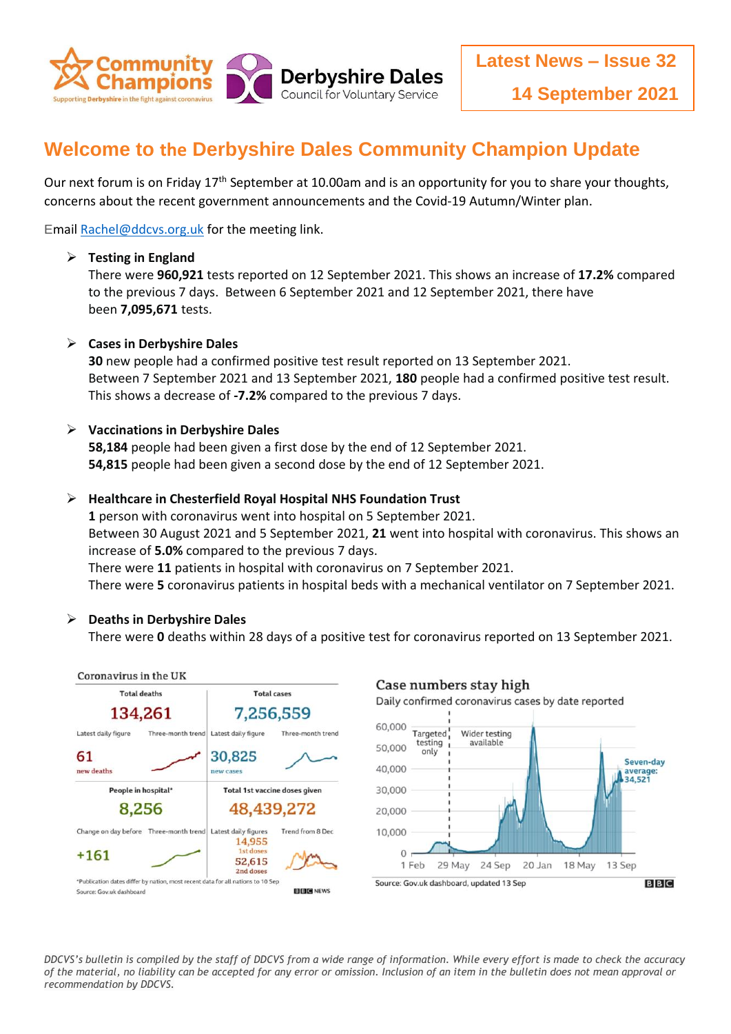Community Champions — Supporting Derbyshire in the fight against coronavirus

Derbyshire Dales Council for Voluntary Service

**Latest News – Issue 32**

**14 September 2021**

# Welcome to the Derbyshire Dales Community Champion Update

Our next forum is on Friday 17th September at 10.00am and is an opportunity for you to share your thoughts, concerns about the recent government announcements and the Covid-19 Autumn/Winter plan.

Email Rachel@ddcvs.org.uk for the meeting link.

- **Testing in England**
  There were **960,921** tests reported on 12 September 2021. This shows an increase of **17.2%** compared to the previous 7 days. Between 6 September 2021 and 12 September 2021, there have been **7,095,671** tests.

- **Cases in Derbyshire Dales**
  **30** new people had a confirmed positive test result reported on 13 September 2021.
  Between 7 September 2021 and 13 September 2021, **180** people had a confirmed positive test result. This shows a decrease of **-7.2%** compared to the previous 7 days.

- **Vaccinations in Derbyshire Dales**
  **58,184** people had been given a first dose by the end of 12 September 2021.
  **54,815** people had been given a second dose by the end of 12 September 2021.

- **Healthcare in Chesterfield Royal Hospital NHS Foundation Trust**
  **1** person with coronavirus went into hospital on 5 September 2021.
  Between 30 August 2021 and 5 September 2021, **21** went into hospital with coronavirus. This shows an increase of **5.0%** compared to the previous 7 days.
  There were **11** patients in hospital with coronavirus on 7 September 2021.
  There were **5** coronavirus patients in hospital beds with a mechanical ventilator on 7 September 2021.

- **Deaths in Derbyshire Dales**
  There were **0** deaths within 28 days of a positive test for coronavirus reported on 13 September 2021.

Coronavirus in the UK

| Total deaths | Total cases |
|---|---|
| 134,261 | 7,256,559 |
| Latest daily figure: 61 new deaths | Latest daily figure: 30,825 new cases |

| People in hospital* | Total 1st vaccine doses given |
|---|---|
| 8,256 | 48,439,272 |
| Change on day before: +161 | Latest daily figures: 14,955 1st doses; 52,615 2nd doses |

*Publication dates differ by nation, most recent data for all nations to 10 Sep
Source: Gov.uk dashboard — BBC News

Case numbers stay high
Daily confirmed coronavirus cases by date reported
Targeted testing only | Wider testing available
Seven-day average: 34,521
Source: Gov.uk dashboard, updated 13 Sep — BBC

*DDCVS's bulletin is compiled by the staff of DDCVS from a wide range of information. While every effort is made to check the accuracy of the material, no liability can be accepted for any error or omission. Inclusion of an item in the bulletin does not mean approval or recommendation by DDCVS.*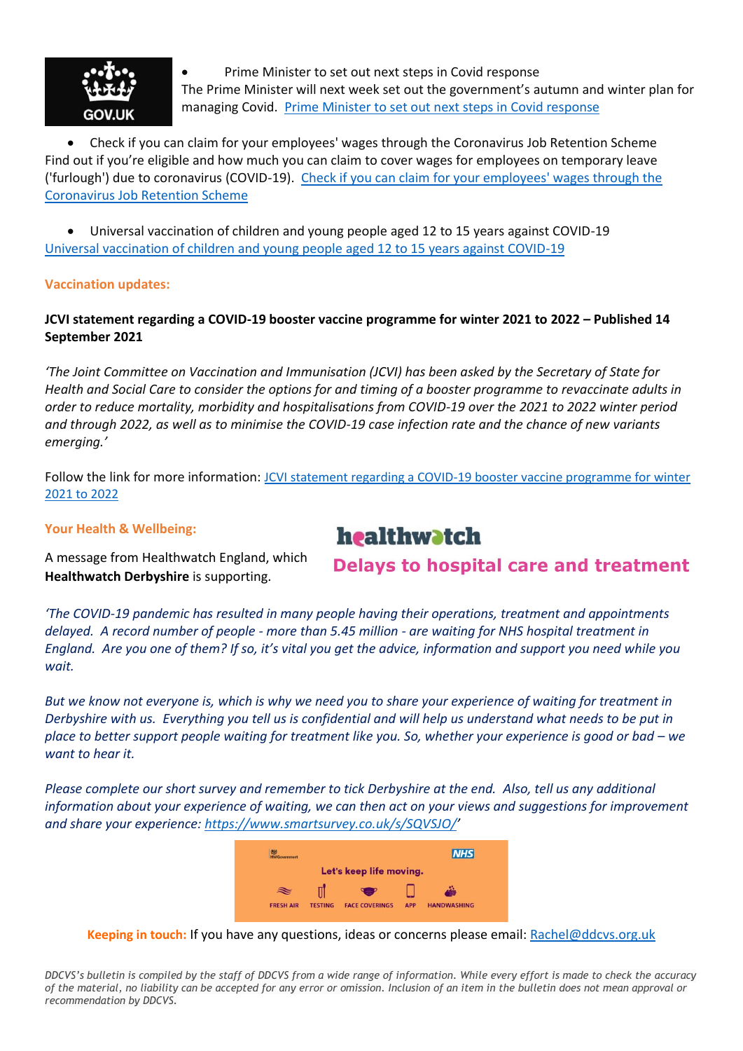- Prime Minister to set out next steps in Covid response

The Prime Minister will next week set out the government's autumn and winter plan for managing Covid. [Prime Minister to set out next steps in Covid response]

- Check if you can claim for your employees' wages through the Coronavirus Job Retention Scheme

Find out if you're eligible and how much you can claim to cover wages for employees on temporary leave ('furlough') due to coronavirus (COVID-19). [Check if you can claim for your employees' wages through the Coronavirus Job Retention Scheme]

- Universal vaccination of children and young people aged 12 to 15 years against COVID-19

[Universal vaccination of children and young people aged 12 to 15 years against COVID-19]

**Vaccination updates:**

**JCVI statement regarding a COVID-19 booster vaccine programme for winter 2021 to 2022 – Published 14 September 2021**

*'The Joint Committee on Vaccination and Immunisation (JCVI) has been asked by the Secretary of State for Health and Social Care to consider the options for and timing of a booster programme to revaccinate adults in order to reduce mortality, morbidity and hospitalisations from COVID-19 over the 2021 to 2022 winter period and through 2022, as well as to minimise the COVID-19 case infection rate and the chance of new variants emerging.'*

Follow the link for more information: [JCVI statement regarding a COVID-19 booster vaccine programme for winter 2021 to 2022]

**Your Health & Wellbeing:**

healthwatch

**Delays to hospital care and treatment**

A message from Healthwatch England, which **Healthwatch Derbyshire** is supporting.

*'The COVID-19 pandemic has resulted in many people having their operations, treatment and appointments delayed. A record number of people - more than 5.45 million - are waiting for NHS hospital treatment in England. Are you one of them? If so, it's vital you get the advice, information and support you need while you wait.*

*But we know not everyone is, which is why we need you to share your experience of waiting for treatment in Derbyshire with us. Everything you tell us is confidential and will help us understand what needs to be put in place to better support people waiting for treatment like you. So, whether your experience is good or bad – we want to hear it.*

*Please complete our short survey and remember to tick Derbyshire at the end. Also, tell us any additional information about your experience of waiting, we can then act on your views and suggestions for improvement and share your experience: https://www.smartsurvey.co.uk/s/SQVSJO/'*

Let's keep life moving.

FRESH AIR TESTING FACE COVERINGS APP HANDWASHING

**Keeping in touch:** If you have any questions, ideas or concerns please email: Rachel@ddcvs.org.uk

*DDCVS's bulletin is compiled by the staff of DDCVS from a wide range of information. While every effort is made to check the accuracy of the material, no liability can be accepted for any error or omission. Inclusion of an item in the bulletin does not mean approval or recommendation by DDCVS.*